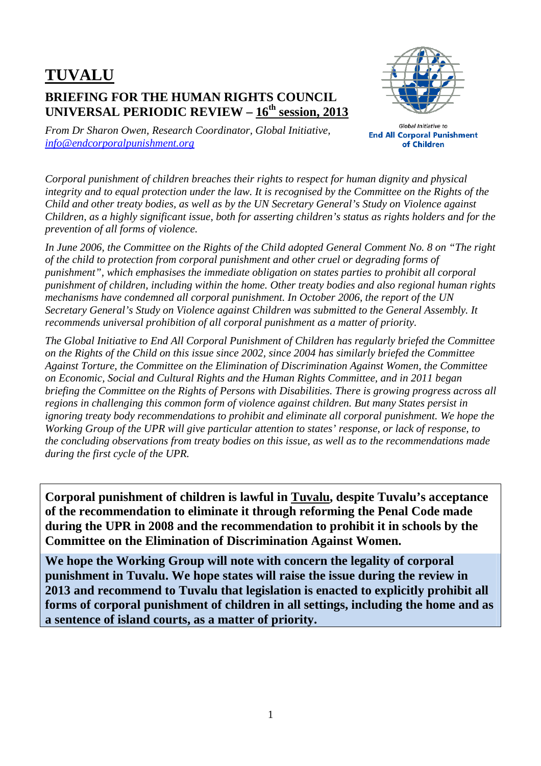# TUVALU

## BRIEFING FOR THE HUMAN RIGHTS COUNCIL UNIVERSAL PERIODIC REVIEW – 16th session, 2013

*From Dr Sharon Owen, Research Coordinator, Global Initiative, info@endcorporalpunishment.org*

Global Initiative to
**End All Corporal Punishment of Children**

*Corporal punishment of children breaches their rights to respect for human dignity and physical integrity and to equal protection under the law. It is recognised by the Committee on the Rights of the Child and other treaty bodies, as well as by the UN Secretary General's Study on Violence against Children, as a highly significant issue, both for asserting children's status as rights holders and for the prevention of all forms of violence.*

*In June 2006, the Committee on the Rights of the Child adopted General Comment No. 8 on "The right of the child to protection from corporal punishment and other cruel or degrading forms of punishment", which emphasises the immediate obligation on states parties to prohibit all corporal punishment of children, including within the home. Other treaty bodies and also regional human rights mechanisms have condemned all corporal punishment. In October 2006, the report of the UN Secretary General's Study on Violence against Children was submitted to the General Assembly. It recommends universal prohibition of all corporal punishment as a matter of priority.*

*The Global Initiative to End All Corporal Punishment of Children has regularly briefed the Committee on the Rights of the Child on this issue since 2002, since 2004 has similarly briefed the Committee Against Torture, the Committee on the Elimination of Discrimination Against Women, the Committee on Economic, Social and Cultural Rights and the Human Rights Committee, and in 2011 began briefing the Committee on the Rights of Persons with Disabilities. There is growing progress across all regions in challenging this common form of violence against children. But many States persist in ignoring treaty body recommendations to prohibit and eliminate all corporal punishment. We hope the Working Group of the UPR will give particular attention to states' response, or lack of response, to the concluding observations from treaty bodies on this issue, as well as to the recommendations made during the first cycle of the UPR.*

**Corporal punishment of children is lawful in Tuvalu, despite Tuvalu's acceptance of the recommendation to eliminate it through reforming the Penal Code made during the UPR in 2008 and the recommendation to prohibit it in schools by the Committee on the Elimination of Discrimination Against Women.**

**We hope the Working Group will note with concern the legality of corporal punishment in Tuvalu. We hope states will raise the issue during the review in 2013 and recommend to Tuvalu that legislation is enacted to explicitly prohibit all forms of corporal punishment of children in all settings, including the home and as a sentence of island courts, as a matter of priority.**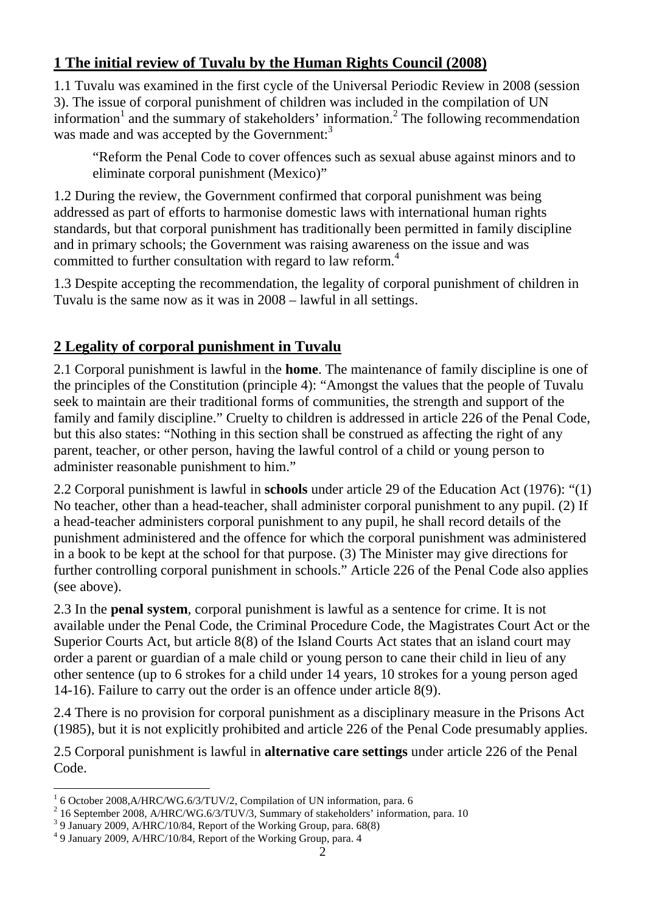## 1 The initial review of Tuvalu by the Human Rights Council (2008)

1.1 Tuvalu was examined in the first cycle of the Universal Periodic Review in 2008 (session 3). The issue of corporal punishment of children was included in the compilation of UN information[1] and the summary of stakeholders' information.[2] The following recommendation was made and was accepted by the Government:[3]

> "Reform the Penal Code to cover offences such as sexual abuse against minors and to eliminate corporal punishment (Mexico)"

1.2 During the review, the Government confirmed that corporal punishment was being addressed as part of efforts to harmonise domestic laws with international human rights standards, but that corporal punishment has traditionally been permitted in family discipline and in primary schools; the Government was raising awareness on the issue and was committed to further consultation with regard to law reform.[4]

1.3 Despite accepting the recommendation, the legality of corporal punishment of children in Tuvalu is the same now as it was in 2008 – lawful in all settings.

## 2 Legality of corporal punishment in Tuvalu

2.1 Corporal punishment is lawful in the **home**. The maintenance of family discipline is one of the principles of the Constitution (principle 4): "Amongst the values that the people of Tuvalu seek to maintain are their traditional forms of communities, the strength and support of the family and family discipline." Cruelty to children is addressed in article 226 of the Penal Code, but this also states: "Nothing in this section shall be construed as affecting the right of any parent, teacher, or other person, having the lawful control of a child or young person to administer reasonable punishment to him."

2.2 Corporal punishment is lawful in **schools** under article 29 of the Education Act (1976): "(1) No teacher, other than a head-teacher, shall administer corporal punishment to any pupil. (2) If a head-teacher administers corporal punishment to any pupil, he shall record details of the punishment administered and the offence for which the corporal punishment was administered in a book to be kept at the school for that purpose. (3) The Minister may give directions for further controlling corporal punishment in schools." Article 226 of the Penal Code also applies (see above).

2.3 In the **penal system**, corporal punishment is lawful as a sentence for crime. It is not available under the Penal Code, the Criminal Procedure Code, the Magistrates Court Act or the Superior Courts Act, but article 8(8) of the Island Courts Act states that an island court may order a parent or guardian of a male child or young person to cane their child in lieu of any other sentence (up to 6 strokes for a child under 14 years, 10 strokes for a young person aged 14-16). Failure to carry out the order is an offence under article 8(9).

2.4 There is no provision for corporal punishment as a disciplinary measure in the Prisons Act (1985), but it is not explicitly prohibited and article 226 of the Penal Code presumably applies.

2.5 Corporal punishment is lawful in **alternative care settings** under article 226 of the Penal Code.

---

[1] 6 October 2008,A/HRC/WG.6/3/TUV/2, Compilation of UN information, para. 6

[2] 16 September 2008, A/HRC/WG.6/3/TUV/3, Summary of stakeholders' information, para. 10

[3] 9 January 2009, A/HRC/10/84, Report of the Working Group, para. 68(8)

[4] 9 January 2009, A/HRC/10/84, Report of the Working Group, para. 4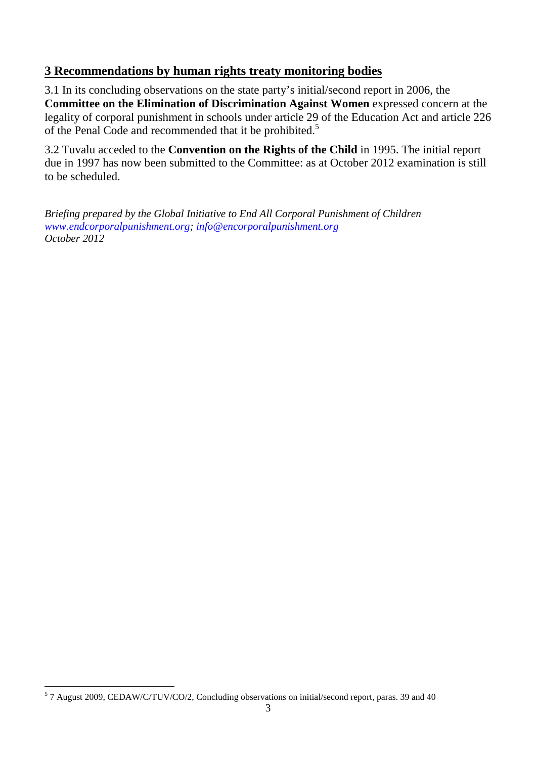## 3 Recommendations by human rights treaty monitoring bodies

3.1 In its concluding observations on the state party's initial/second report in 2006, the **Committee on the Elimination of Discrimination Against Women** expressed concern at the legality of corporal punishment in schools under article 29 of the Education Act and article 226 of the Penal Code and recommended that it be prohibited.[5]

3.2 Tuvalu acceded to the **Convention on the Rights of the Child** in 1995. The initial report due in 1997 has now been submitted to the Committee: as at October 2012 examination is still to be scheduled.

*Briefing prepared by the Global Initiative to End All Corporal Punishment of Children*
*www.endcorporalpunishment.org; info@encorporalpunishment.org*
*October 2012*

[5] 7 August 2009, CEDAW/C/TUV/CO/2, Concluding observations on initial/second report, paras. 39 and 40